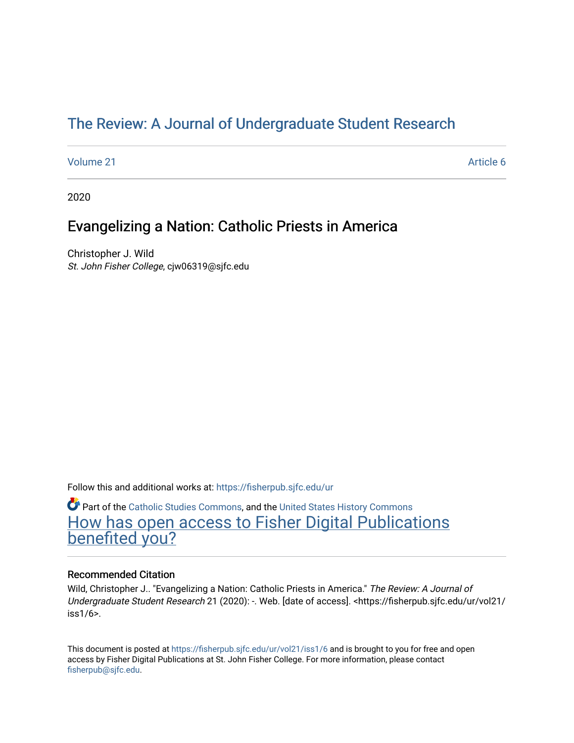# The Review: A Journal of Undergraduate Student Research

Volume 21 Article 6

2020

## Evangelizing a Nation: Catholic Priests in America

Christopher J. Wild
*St. John Fisher College*, cjw06319@sjfc.edu

Follow this and additional works at: https://fisherpub.sjfc.edu/ur

Part of the Catholic Studies Commons, and the United States History Commons
How has open access to Fisher Digital Publications benefited you?

### Recommended Citation

Wild, Christopher J.. "Evangelizing a Nation: Catholic Priests in America." *The Review: A Journal of Undergraduate Student Research* 21 (2020): -. Web. [date of access]. <https://fisherpub.sjfc.edu/ur/vol21/iss1/6>.

This document is posted at https://fisherpub.sjfc.edu/ur/vol21/iss1/6 and is brought to you for free and open access by Fisher Digital Publications at St. John Fisher College. For more information, please contact fisherpub@sjfc.edu.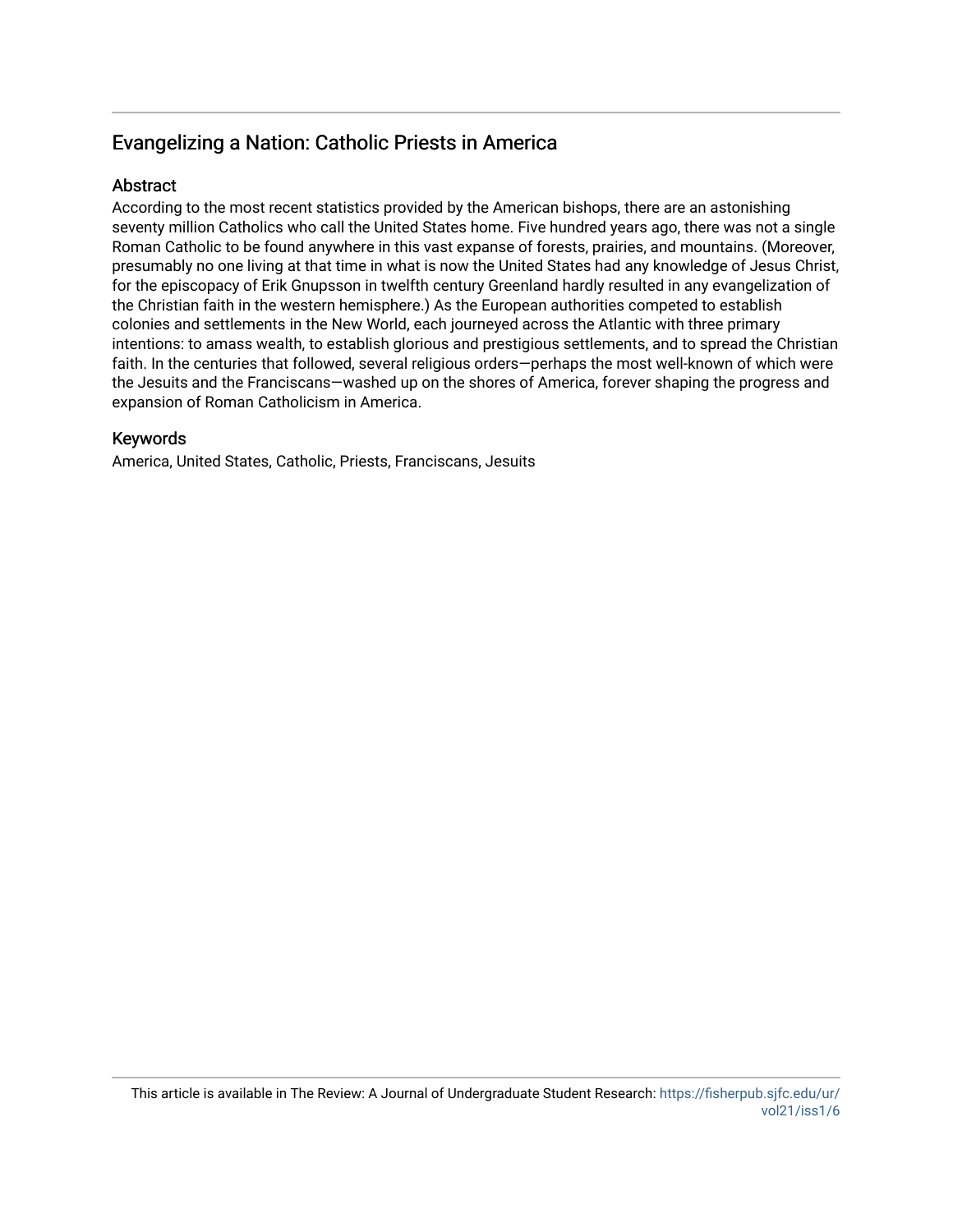## Evangelizing a Nation: Catholic Priests in America

### Abstract

According to the most recent statistics provided by the American bishops, there are an astonishing seventy million Catholics who call the United States home. Five hundred years ago, there was not a single Roman Catholic to be found anywhere in this vast expanse of forests, prairies, and mountains. (Moreover, presumably no one living at that time in what is now the United States had any knowledge of Jesus Christ, for the episcopacy of Erik Gnupsson in twelfth century Greenland hardly resulted in any evangelization of the Christian faith in the western hemisphere.) As the European authorities competed to establish colonies and settlements in the New World, each journeyed across the Atlantic with three primary intentions: to amass wealth, to establish glorious and prestigious settlements, and to spread the Christian faith. In the centuries that followed, several religious orders—perhaps the most well-known of which were the Jesuits and the Franciscans—washed up on the shores of America, forever shaping the progress and expansion of Roman Catholicism in America.

### Keywords

America, United States, Catholic, Priests, Franciscans, Jesuits

This article is available in The Review: A Journal of Undergraduate Student Research: https://fisherpub.sjfc.edu/ur/vol21/iss1/6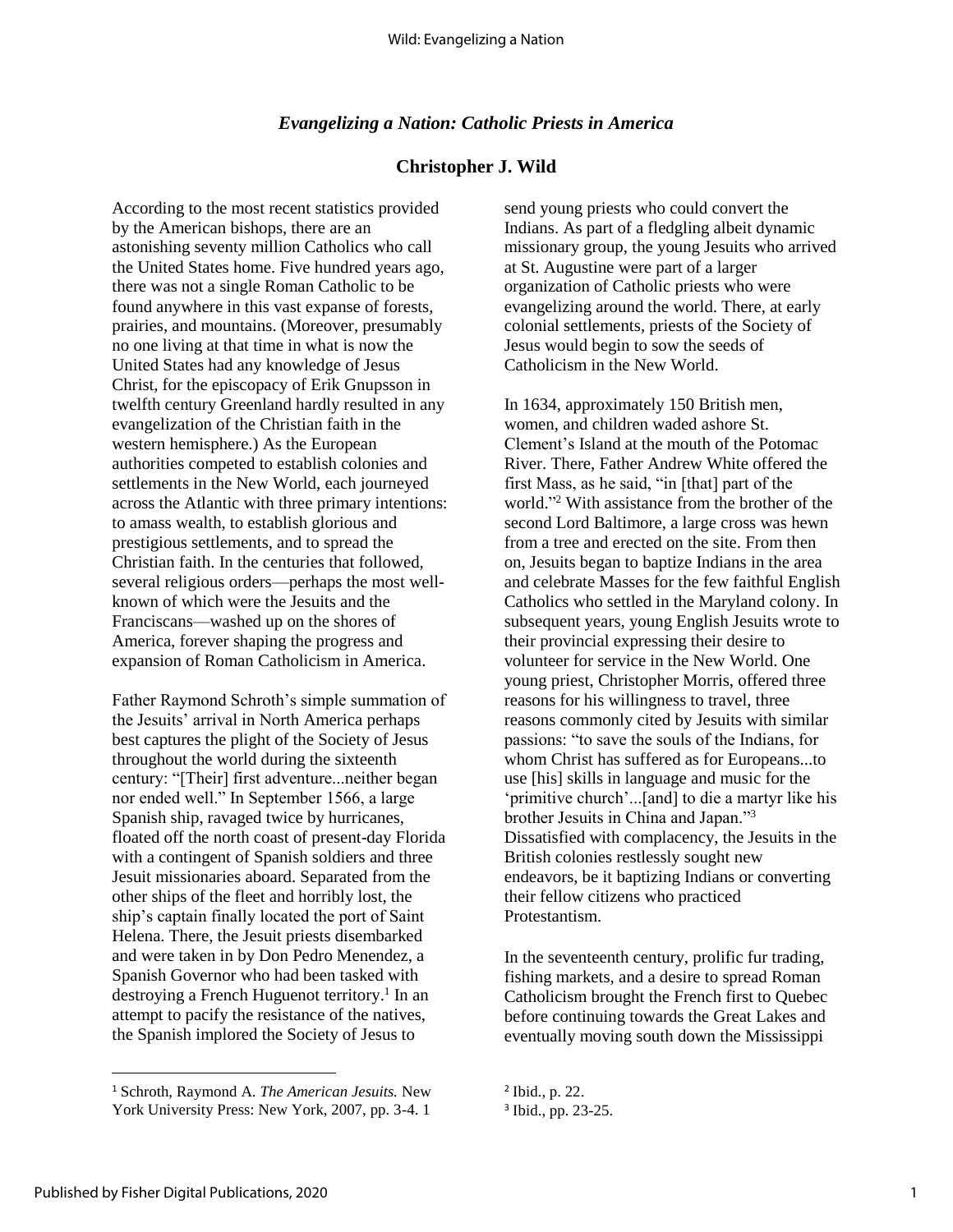## *Evangelizing a Nation: Catholic Priests in America*

### Christopher J. Wild

According to the most recent statistics provided by the American bishops, there are an astonishing seventy million Catholics who call the United States home. Five hundred years ago, there was not a single Roman Catholic to be found anywhere in this vast expanse of forests, prairies, and mountains. (Moreover, presumably no one living at that time in what is now the United States had any knowledge of Jesus Christ, for the episcopacy of Erik Gnupsson in twelfth century Greenland hardly resulted in any evangelization of the Christian faith in the western hemisphere.) As the European authorities competed to establish colonies and settlements in the New World, each journeyed across the Atlantic with three primary intentions: to amass wealth, to establish glorious and prestigious settlements, and to spread the Christian faith. In the centuries that followed, several religious orders—perhaps the most well-known of which were the Jesuits and the Franciscans—washed up on the shores of America, forever shaping the progress and expansion of Roman Catholicism in America.

Father Raymond Schroth's simple summation of the Jesuits' arrival in North America perhaps best captures the plight of the Society of Jesus throughout the world during the sixteenth century: "[Their] first adventure...neither began nor ended well." In September 1566, a large Spanish ship, ravaged twice by hurricanes, floated off the north coast of present-day Florida with a contingent of Spanish soldiers and three Jesuit missionaries aboard. Separated from the other ships of the fleet and horribly lost, the ship's captain finally located the port of Saint Helena. There, the Jesuit priests disembarked and were taken in by Don Pedro Menendez, a Spanish Governor who had been tasked with destroying a French Huguenot territory.[1] In an attempt to pacify the resistance of the natives, the Spanish implored the Society of Jesus to send young priests who could convert the Indians. As part of a fledgling albeit dynamic missionary group, the young Jesuits who arrived at St. Augustine were part of a larger organization of Catholic priests who were evangelizing around the world. There, at early colonial settlements, priests of the Society of Jesus would begin to sow the seeds of Catholicism in the New World.

In 1634, approximately 150 British men, women, and children waded ashore St. Clement's Island at the mouth of the Potomac River. There, Father Andrew White offered the first Mass, as he said, "in [that] part of the world."[2] With assistance from the brother of the second Lord Baltimore, a large cross was hewn from a tree and erected on the site. From then on, Jesuits began to baptize Indians in the area and celebrate Masses for the few faithful English Catholics who settled in the Maryland colony. In subsequent years, young English Jesuits wrote to their provincial expressing their desire to volunteer for service in the New World. One young priest, Christopher Morris, offered three reasons for his willingness to travel, three reasons commonly cited by Jesuits with similar passions: "to save the souls of the Indians, for whom Christ has suffered as for Europeans...to use [his] skills in language and music for the 'primitive church'...[and] to die a martyr like his brother Jesuits in China and Japan."[3] Dissatisfied with complacency, the Jesuits in the British colonies restlessly sought new endeavors, be it baptizing Indians or converting their fellow citizens who practiced Protestantism.

In the seventeenth century, prolific fur trading, fishing markets, and a desire to spread Roman Catholicism brought the French first to Quebec before continuing towards the Great Lakes and eventually moving south down the Mississippi

---

[1] Schroth, Raymond A. *The American Jesuits.* New York University Press: New York, 2007, pp. 3-4. 1

[2] Ibid., p. 22.

[3] Ibid., pp. 23-25.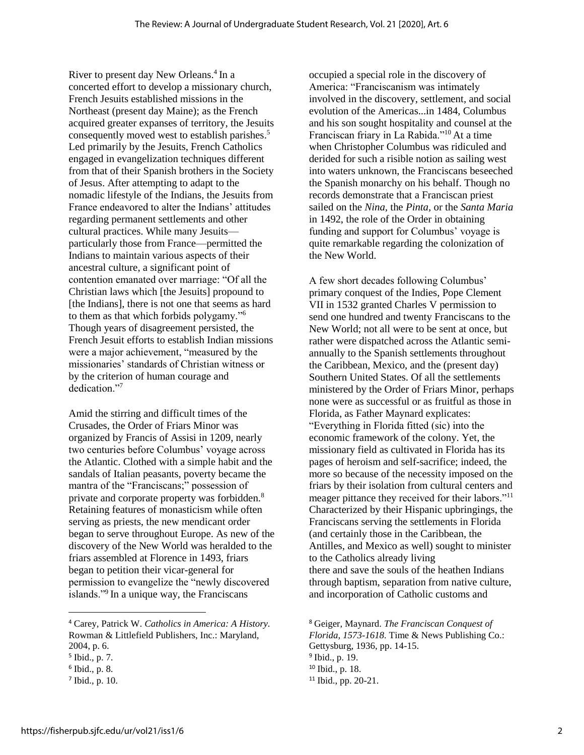River to present day New Orleans.[4] In a concerted effort to develop a missionary church, French Jesuits established missions in the Northeast (present day Maine); as the French acquired greater expanses of territory, the Jesuits consequently moved west to establish parishes.[5] Led primarily by the Jesuits, French Catholics engaged in evangelization techniques different from that of their Spanish brothers in the Society of Jesus. After attempting to adapt to the nomadic lifestyle of the Indians, the Jesuits from France endeavored to alter the Indians' attitudes regarding permanent settlements and other cultural practices. While many Jesuits—particularly those from France—permitted the Indians to maintain various aspects of their ancestral culture, a significant point of contention emanated over marriage: "Of all the Christian laws which [the Jesuits] propound to [the Indians], there is not one that seems as hard to them as that which forbids polygamy."[6] Though years of disagreement persisted, the French Jesuit efforts to establish Indian missions were a major achievement, "measured by the missionaries' standards of Christian witness or by the criterion of human courage and dedication."[7]

Amid the stirring and difficult times of the Crusades, the Order of Friars Minor was organized by Francis of Assisi in 1209, nearly two centuries before Columbus' voyage across the Atlantic. Clothed with a simple habit and the sandals of Italian peasants, poverty became the mantra of the "Franciscans;" possession of private and corporate property was forbidden.[8] Retaining features of monasticism while often serving as priests, the new mendicant order began to serve throughout Europe. As new of the discovery of the New World was heralded to the friars assembled at Florence in 1493, friars began to petition their vicar-general for permission to evangelize the "newly discovered islands."[9] In a unique way, the Franciscans occupied a special role in the discovery of America: "Franciscanism was intimately involved in the discovery, settlement, and social evolution of the Americas...in 1484, Columbus and his son sought hospitality and counsel at the Franciscan friary in La Rabida."[10] At a time when Christopher Columbus was ridiculed and derided for such a risible notion as sailing west into waters unknown, the Franciscans beseeched the Spanish monarchy on his behalf. Though no records demonstrate that a Franciscan priest sailed on the *Nina*, the *Pinta*, or the *Santa Maria* in 1492, the role of the Order in obtaining funding and support for Columbus' voyage is quite remarkable regarding the colonization of the New World.

A few short decades following Columbus' primary conquest of the Indies, Pope Clement VII in 1532 granted Charles V permission to send one hundred and twenty Franciscans to the New World; not all were to be sent at once, but rather were dispatched across the Atlantic semi-annually to the Spanish settlements throughout the Caribbean, Mexico, and the (present day) Southern United States. Of all the settlements ministered by the Order of Friars Minor, perhaps none were as successful or as fruitful as those in Florida, as Father Maynard explicates: "Everything in Florida fitted (sic) into the economic framework of the colony. Yet, the missionary field as cultivated in Florida has its pages of heroism and self-sacrifice; indeed, the more so because of the necessity imposed on the friars by their isolation from cultural centers and meager pittance they received for their labors."[11] Characterized by their Hispanic upbringings, the Franciscans serving the settlements in Florida (and certainly those in the Caribbean, the Antilles, and Mexico as well) sought to minister to the Catholics already living there and save the souls of the heathen Indians through baptism, separation from native culture, and incorporation of Catholic customs and

---

[4] Carey, Patrick W. *Catholics in America: A History.* Rowman & Littlefield Publishers, Inc.: Maryland, 2004, p. 6.

[5] Ibid., p. 7.

[6] Ibid., p. 8.

[7] Ibid., p. 10.

[8] Geiger, Maynard. *The Franciscan Conquest of Florida, 1573-1618.* Time & News Publishing Co.: Gettysburg, 1936, pp. 14-15.

[9] Ibid., p. 19.

[10] Ibid., p. 18.

[11] Ibid., pp. 20-21.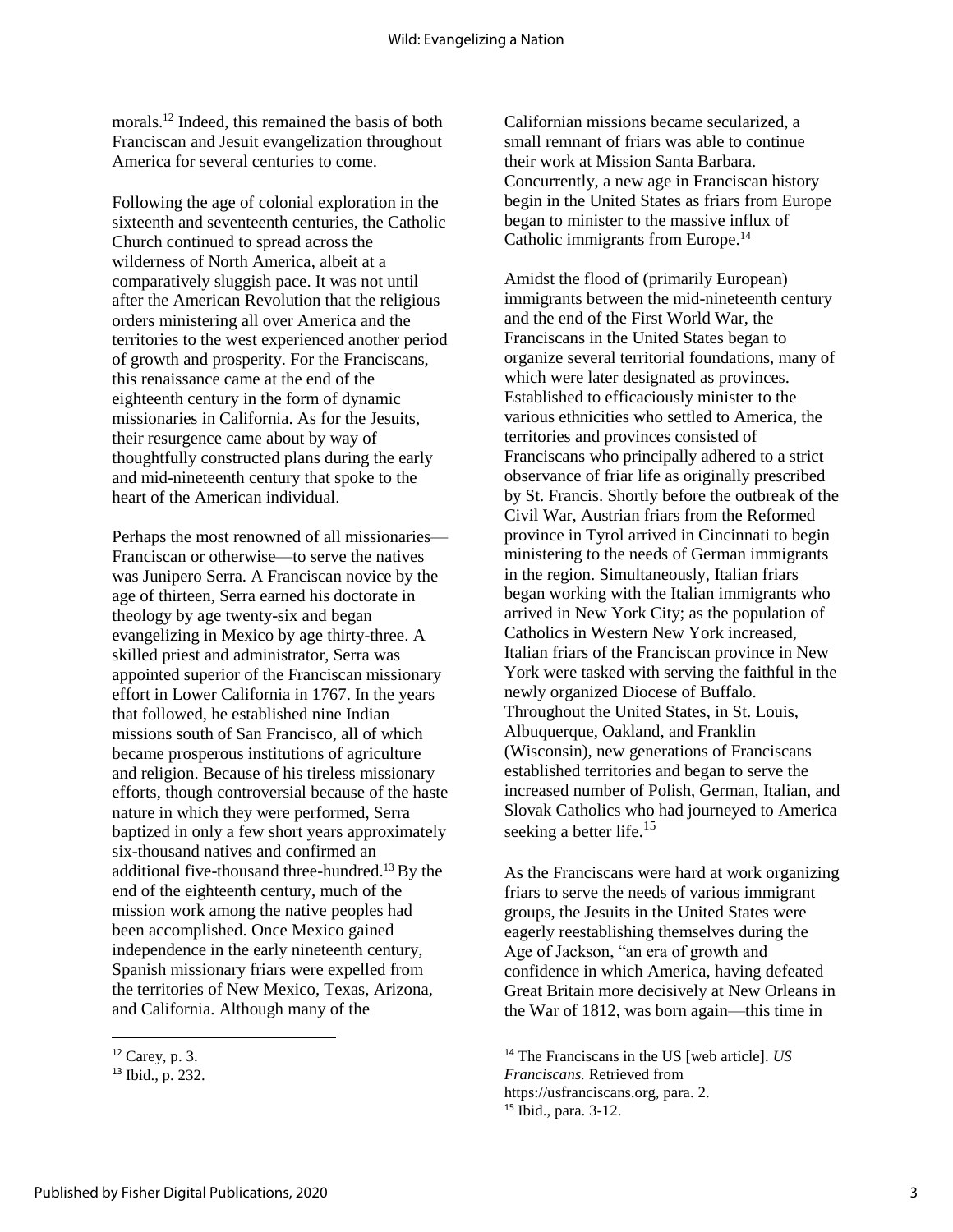morals.[12] Indeed, this remained the basis of both Franciscan and Jesuit evangelization throughout America for several centuries to come.

Following the age of colonial exploration in the sixteenth and seventeenth centuries, the Catholic Church continued to spread across the wilderness of North America, albeit at a comparatively sluggish pace. It was not until after the American Revolution that the religious orders ministering all over America and the territories to the west experienced another period of growth and prosperity. For the Franciscans, this renaissance came at the end of the eighteenth century in the form of dynamic missionaries in California. As for the Jesuits, their resurgence came about by way of thoughtfully constructed plans during the early and mid-nineteenth century that spoke to the heart of the American individual.

Perhaps the most renowned of all missionaries—Franciscan or otherwise—to serve the natives was Junipero Serra. A Franciscan novice by the age of thirteen, Serra earned his doctorate in theology by age twenty-six and began evangelizing in Mexico by age thirty-three. A skilled priest and administrator, Serra was appointed superior of the Franciscan missionary effort in Lower California in 1767. In the years that followed, he established nine Indian missions south of San Francisco, all of which became prosperous institutions of agriculture and religion. Because of his tireless missionary efforts, though controversial because of the haste nature in which they were performed, Serra baptized in only a few short years approximately six-thousand natives and confirmed an additional five-thousand three-hundred.[13] By the end of the eighteenth century, much of the mission work among the native peoples had been accomplished. Once Mexico gained independence in the early nineteenth century, Spanish missionary friars were expelled from the territories of New Mexico, Texas, Arizona, and California. Although many of the Californian missions became secularized, a small remnant of friars was able to continue their work at Mission Santa Barbara. Concurrently, a new age in Franciscan history begin in the United States as friars from Europe began to minister to the massive influx of Catholic immigrants from Europe.[14]

Amidst the flood of (primarily European) immigrants between the mid-nineteenth century and the end of the First World War, the Franciscans in the United States began to organize several territorial foundations, many of which were later designated as provinces. Established to efficaciously minister to the various ethnicities who settled to America, the territories and provinces consisted of Franciscans who principally adhered to a strict observance of friar life as originally prescribed by St. Francis. Shortly before the outbreak of the Civil War, Austrian friars from the Reformed province in Tyrol arrived in Cincinnati to begin ministering to the needs of German immigrants in the region. Simultaneously, Italian friars began working with the Italian immigrants who arrived in New York City; as the population of Catholics in Western New York increased, Italian friars of the Franciscan province in New York were tasked with serving the faithful in the newly organized Diocese of Buffalo. Throughout the United States, in St. Louis, Albuquerque, Oakland, and Franklin (Wisconsin), new generations of Franciscans established territories and began to serve the increased number of Polish, German, Italian, and Slovak Catholics who had journeyed to America seeking a better life.[15]

As the Franciscans were hard at work organizing friars to serve the needs of various immigrant groups, the Jesuits in the United States were eagerly reestablishing themselves during the Age of Jackson, "an era of growth and confidence in which America, having defeated Great Britain more decisively at New Orleans in the War of 1812, was born again—this time in

---

[12] Carey, p. 3.

[13] Ibid., p. 232.

[14] The Franciscans in the US [web article]. *US Franciscans.* Retrieved from https://usfranciscans.org, para. 2.

[15] Ibid., para. 3-12.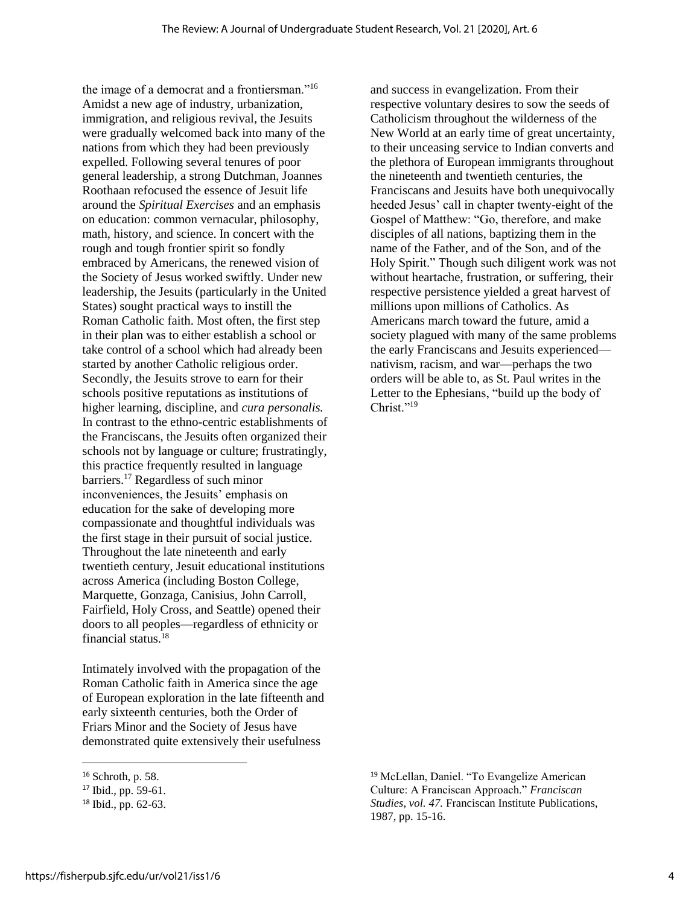the image of a democrat and a frontiersman."[16] Amidst a new age of industry, urbanization, immigration, and religious revival, the Jesuits were gradually welcomed back into many of the nations from which they had been previously expelled. Following several tenures of poor general leadership, a strong Dutchman, Joannes Roothaan refocused the essence of Jesuit life around the *Spiritual Exercises* and an emphasis on education: common vernacular, philosophy, math, history, and science. In concert with the rough and tough frontier spirit so fondly embraced by Americans, the renewed vision of the Society of Jesus worked swiftly. Under new leadership, the Jesuits (particularly in the United States) sought practical ways to instill the Roman Catholic faith. Most often, the first step in their plan was to either establish a school or take control of a school which had already been started by another Catholic religious order. Secondly, the Jesuits strove to earn for their schools positive reputations as institutions of higher learning, discipline, and *cura personalis.* In contrast to the ethno-centric establishments of the Franciscans, the Jesuits often organized their schools not by language or culture; frustratingly, this practice frequently resulted in language barriers.[17] Regardless of such minor inconveniences, the Jesuits' emphasis on education for the sake of developing more compassionate and thoughtful individuals was the first stage in their pursuit of social justice. Throughout the late nineteenth and early twentieth century, Jesuit educational institutions across America (including Boston College, Marquette, Gonzaga, Canisius, John Carroll, Fairfield, Holy Cross, and Seattle) opened their doors to all peoples—regardless of ethnicity or financial status.[18]

Intimately involved with the propagation of the Roman Catholic faith in America since the age of European exploration in the late fifteenth and early sixteenth centuries, both the Order of Friars Minor and the Society of Jesus have demonstrated quite extensively their usefulness and success in evangelization. From their respective voluntary desires to sow the seeds of Catholicism throughout the wilderness of the New World at an early time of great uncertainty, to their unceasing service to Indian converts and the plethora of European immigrants throughout the nineteenth and twentieth centuries, the Franciscans and Jesuits have both unequivocally heeded Jesus' call in chapter twenty-eight of the Gospel of Matthew: "Go, therefore, and make disciples of all nations, baptizing them in the name of the Father, and of the Son, and of the Holy Spirit." Though such diligent work was not without heartache, frustration, or suffering, their respective persistence yielded a great harvest of millions upon millions of Catholics. As Americans march toward the future, amid a society plagued with many of the same problems the early Franciscans and Jesuits experienced—nativism, racism, and war—perhaps the two orders will be able to, as St. Paul writes in the Letter to the Ephesians, "build up the body of Christ."[19]

---

[16] Schroth, p. 58.

[17] Ibid., pp. 59-61.

[18] Ibid., pp. 62-63.

[19] McLellan, Daniel. "To Evangelize American Culture: A Franciscan Approach." *Franciscan Studies, vol. 47.* Franciscan Institute Publications, 1987, pp. 15-16.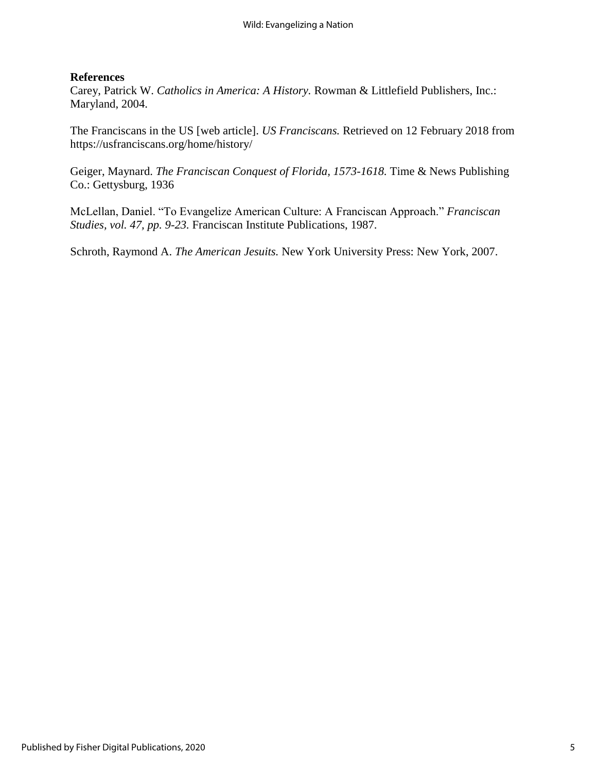**References**

Carey, Patrick W. *Catholics in America: A History.* Rowman & Littlefield Publishers, Inc.: Maryland, 2004.

The Franciscans in the US [web article]. *US Franciscans.* Retrieved on 12 February 2018 from https://usfranciscans.org/home/history/

Geiger, Maynard. *The Franciscan Conquest of Florida, 1573-1618.* Time & News Publishing Co.: Gettysburg, 1936

McLellan, Daniel. "To Evangelize American Culture: A Franciscan Approach." *Franciscan Studies, vol. 47, pp. 9-23.* Franciscan Institute Publications, 1987.

Schroth, Raymond A. *The American Jesuits.* New York University Press: New York, 2007.